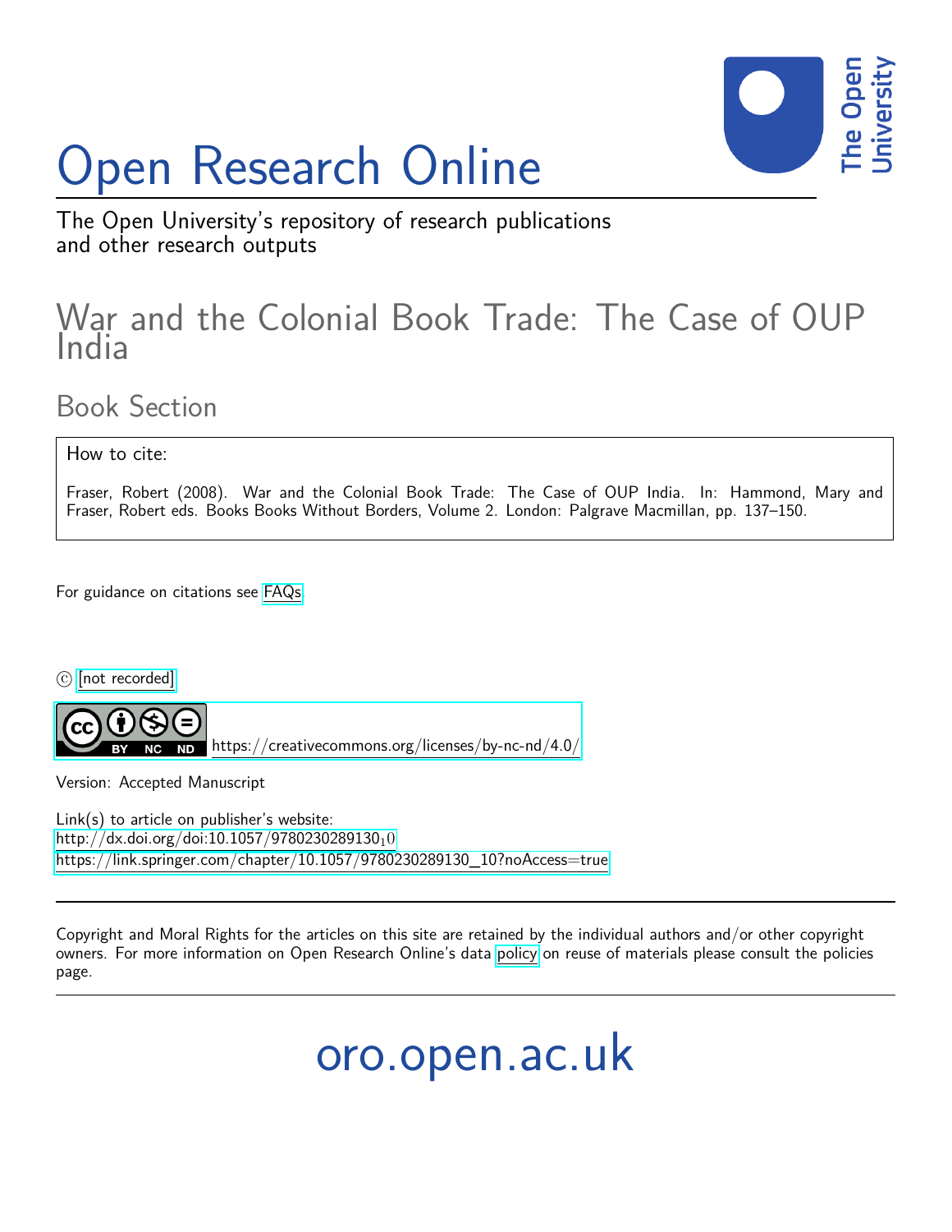# Open Research Online

The Open University's repository of research publications and other research outputs

## War and the Colonial Book Trade: The Case of OUP India

### Book Section

How to cite:

Fraser, Robert (2008). War and the Colonial Book Trade: The Case of OUP India. In: Hammond, Mary and Fraser, Robert eds. Books Books Without Borders, Volume 2. London: Palgrave Macmillan, pp. 137–150.

For guidance on citations see FAQs.

© [not recorded]

https://creativecommons.org/licenses/by-nc-nd/4.0/

Version: Accepted Manuscript

Link(s) to article on publisher's website:
http://dx.doi.org/doi:10.1057/9780230289130$_1$0
https://link.springer.com/chapter/10.1057/9780230289130_10?noAccess=true

Copyright and Moral Rights for the articles on this site are retained by the individual authors and/or other copyright owners. For more information on Open Research Online's data policy on reuse of materials please consult the policies page.

oro.open.ac.uk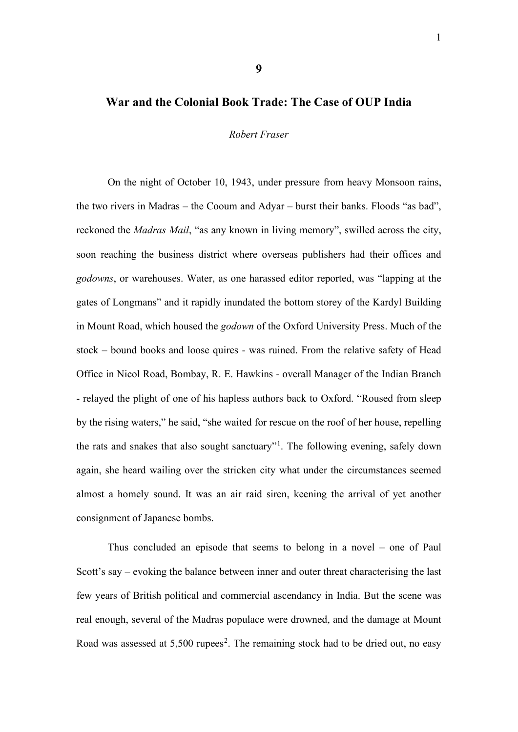# 9

## War and the Colonial Book Trade: The Case of OUP India

*Robert Fraser*

On the night of October 10, 1943, under pressure from heavy Monsoon rains, the two rivers in Madras – the Cooum and Adyar – burst their banks. Floods "as bad", reckoned the *Madras Mail*, "as any known in living memory", swilled across the city, soon reaching the business district where overseas publishers had their offices and *godowns*, or warehouses. Water, as one harassed editor reported, was "lapping at the gates of Longmans" and it rapidly inundated the bottom storey of the Kardyl Building in Mount Road, which housed the *godown* of the Oxford University Press. Much of the stock – bound books and loose quires - was ruined. From the relative safety of Head Office in Nicol Road, Bombay, R. E. Hawkins - overall Manager of the Indian Branch - relayed the plight of one of his hapless authors back to Oxford. "Roused from sleep by the rising waters," he said, "she waited for rescue on the roof of her house, repelling the rats and snakes that also sought sanctuary"[1]. The following evening, safely down again, she heard wailing over the stricken city what under the circumstances seemed almost a homely sound. It was an air raid siren, keening the arrival of yet another consignment of Japanese bombs.

Thus concluded an episode that seems to belong in a novel – one of Paul Scott's say – evoking the balance between inner and outer threat characterising the last few years of British political and commercial ascendancy in India. But the scene was real enough, several of the Madras populace were drowned, and the damage at Mount Road was assessed at 5,500 rupees[2]. The remaining stock had to be dried out, no easy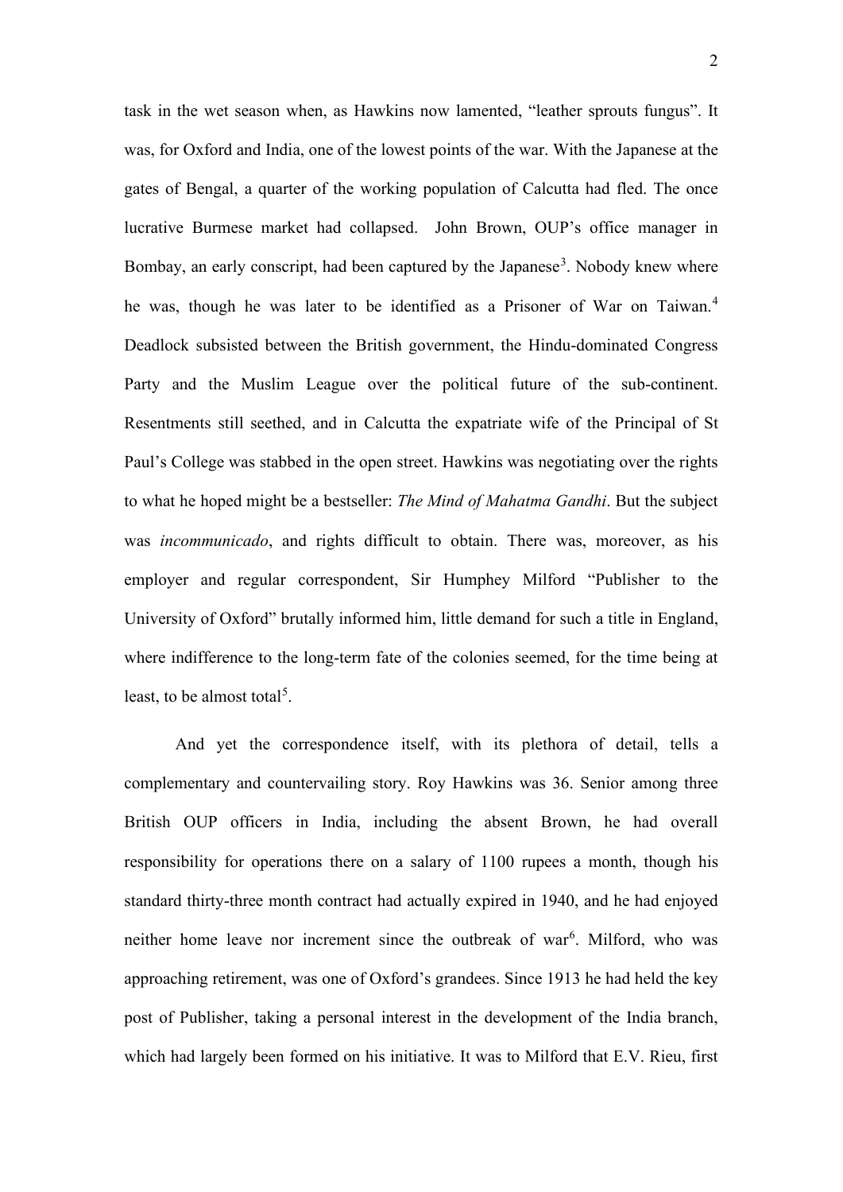task in the wet season when, as Hawkins now lamented, "leather sprouts fungus". It was, for Oxford and India, one of the lowest points of the war. With the Japanese at the gates of Bengal, a quarter of the working population of Calcutta had fled. The once lucrative Burmese market had collapsed. John Brown, OUP's office manager in Bombay, an early conscript, had been captured by the Japanese[3]. Nobody knew where he was, though he was later to be identified as a Prisoner of War on Taiwan.[4] Deadlock subsisted between the British government, the Hindu-dominated Congress Party and the Muslim League over the political future of the sub-continent. Resentments still seethed, and in Calcutta the expatriate wife of the Principal of St Paul's College was stabbed in the open street. Hawkins was negotiating over the rights to what he hoped might be a bestseller: *The Mind of Mahatma Gandhi*. But the subject was *incommunicado*, and rights difficult to obtain. There was, moreover, as his employer and regular correspondent, Sir Humphey Milford "Publisher to the University of Oxford" brutally informed him, little demand for such a title in England, where indifference to the long-term fate of the colonies seemed, for the time being at least, to be almost total[5].

And yet the correspondence itself, with its plethora of detail, tells a complementary and countervailing story. Roy Hawkins was 36. Senior among three British OUP officers in India, including the absent Brown, he had overall responsibility for operations there on a salary of 1100 rupees a month, though his standard thirty-three month contract had actually expired in 1940, and he had enjoyed neither home leave nor increment since the outbreak of war[6]. Milford, who was approaching retirement, was one of Oxford's grandees. Since 1913 he had held the key post of Publisher, taking a personal interest in the development of the India branch, which had largely been formed on his initiative. It was to Milford that E.V. Rieu, first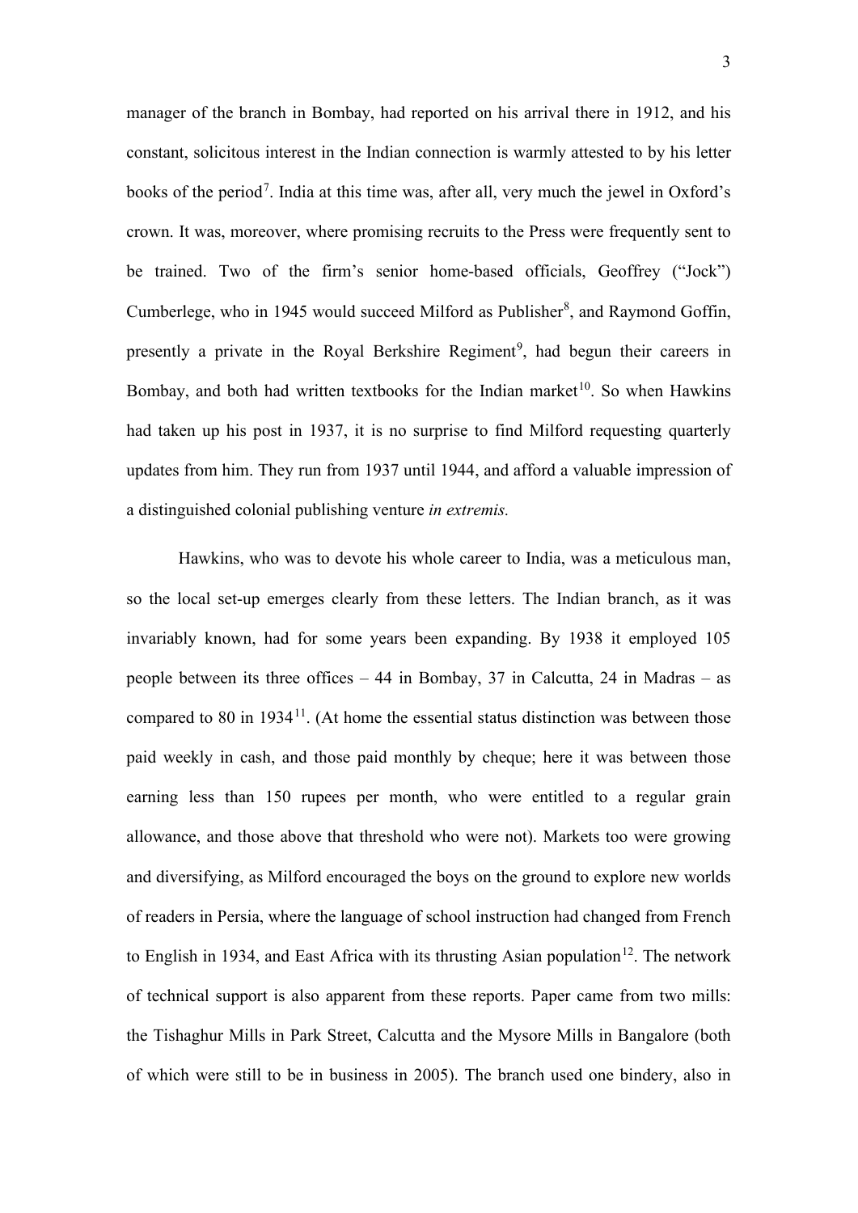manager of the branch in Bombay, had reported on his arrival there in 1912, and his constant, solicitous interest in the Indian connection is warmly attested to by his letter books of the period[7]. India at this time was, after all, very much the jewel in Oxford's crown. It was, moreover, where promising recruits to the Press were frequently sent to be trained. Two of the firm's senior home-based officials, Geoffrey ("Jock") Cumberlege, who in 1945 would succeed Milford as Publisher[8], and Raymond Goffin, presently a private in the Royal Berkshire Regiment[9], had begun their careers in Bombay, and both had written textbooks for the Indian market[10]. So when Hawkins had taken up his post in 1937, it is no surprise to find Milford requesting quarterly updates from him. They run from 1937 until 1944, and afford a valuable impression of a distinguished colonial publishing venture *in extremis.*

Hawkins, who was to devote his whole career to India, was a meticulous man, so the local set-up emerges clearly from these letters. The Indian branch, as it was invariably known, had for some years been expanding. By 1938 it employed 105 people between its three offices – 44 in Bombay, 37 in Calcutta, 24 in Madras – as compared to 80 in 1934[11]. (At home the essential status distinction was between those paid weekly in cash, and those paid monthly by cheque; here it was between those earning less than 150 rupees per month, who were entitled to a regular grain allowance, and those above that threshold who were not). Markets too were growing and diversifying, as Milford encouraged the boys on the ground to explore new worlds of readers in Persia, where the language of school instruction had changed from French to English in 1934, and East Africa with its thrusting Asian population[12]. The network of technical support is also apparent from these reports. Paper came from two mills: the Tishaghur Mills in Park Street, Calcutta and the Mysore Mills in Bangalore (both of which were still to be in business in 2005). The branch used one bindery, also in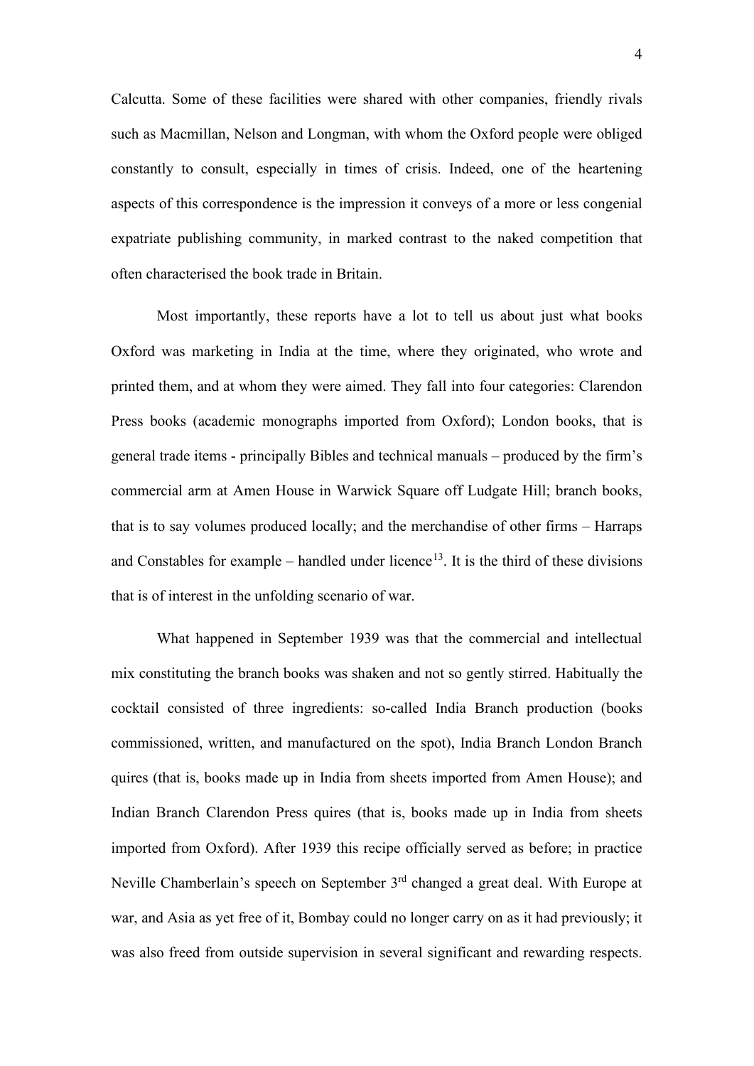Calcutta. Some of these facilities were shared with other companies, friendly rivals such as Macmillan, Nelson and Longman, with whom the Oxford people were obliged constantly to consult, especially in times of crisis. Indeed, one of the heartening aspects of this correspondence is the impression it conveys of a more or less congenial expatriate publishing community, in marked contrast to the naked competition that often characterised the book trade in Britain.

Most importantly, these reports have a lot to tell us about just what books Oxford was marketing in India at the time, where they originated, who wrote and printed them, and at whom they were aimed. They fall into four categories: Clarendon Press books (academic monographs imported from Oxford); London books, that is general trade items - principally Bibles and technical manuals – produced by the firm's commercial arm at Amen House in Warwick Square off Ludgate Hill; branch books, that is to say volumes produced locally; and the merchandise of other firms – Harraps and Constables for example – handled under licence[13]. It is the third of these divisions that is of interest in the unfolding scenario of war.

What happened in September 1939 was that the commercial and intellectual mix constituting the branch books was shaken and not so gently stirred. Habitually the cocktail consisted of three ingredients: so-called India Branch production (books commissioned, written, and manufactured on the spot), India Branch London Branch quires (that is, books made up in India from sheets imported from Amen House); and Indian Branch Clarendon Press quires (that is, books made up in India from sheets imported from Oxford). After 1939 this recipe officially served as before; in practice Neville Chamberlain's speech on September 3rd changed a great deal. With Europe at war, and Asia as yet free of it, Bombay could no longer carry on as it had previously; it was also freed from outside supervision in several significant and rewarding respects.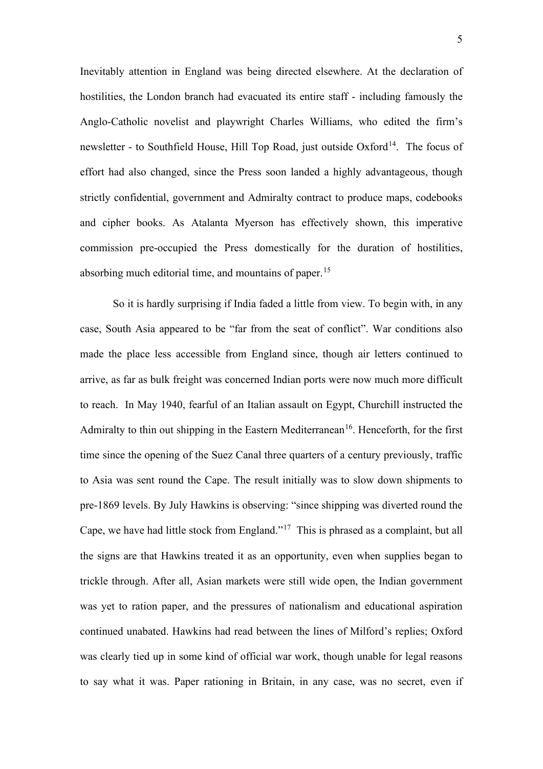Inevitably attention in England was being directed elsewhere. At the declaration of hostilities, the London branch had evacuated its entire staff - including famously the Anglo-Catholic novelist and playwright Charles Williams, who edited the firm's newsletter - to Southfield House, Hill Top Road, just outside Oxford[14]. The focus of effort had also changed, since the Press soon landed a highly advantageous, though strictly confidential, government and Admiralty contract to produce maps, codebooks and cipher books. As Atalanta Myerson has effectively shown, this imperative commission pre-occupied the Press domestically for the duration of hostilities, absorbing much editorial time, and mountains of paper.[15]

So it is hardly surprising if India faded a little from view. To begin with, in any case, South Asia appeared to be "far from the seat of conflict". War conditions also made the place less accessible from England since, though air letters continued to arrive, as far as bulk freight was concerned Indian ports were now much more difficult to reach. In May 1940, fearful of an Italian assault on Egypt, Churchill instructed the Admiralty to thin out shipping in the Eastern Mediterranean[16]. Henceforth, for the first time since the opening of the Suez Canal three quarters of a century previously, traffic to Asia was sent round the Cape. The result initially was to slow down shipments to pre-1869 levels. By July Hawkins is observing: "since shipping was diverted round the Cape, we have had little stock from England."[17] This is phrased as a complaint, but all the signs are that Hawkins treated it as an opportunity, even when supplies began to trickle through. After all, Asian markets were still wide open, the Indian government was yet to ration paper, and the pressures of nationalism and educational aspiration continued unabated. Hawkins had read between the lines of Milford's replies; Oxford was clearly tied up in some kind of official war work, though unable for legal reasons to say what it was. Paper rationing in Britain, in any case, was no secret, even if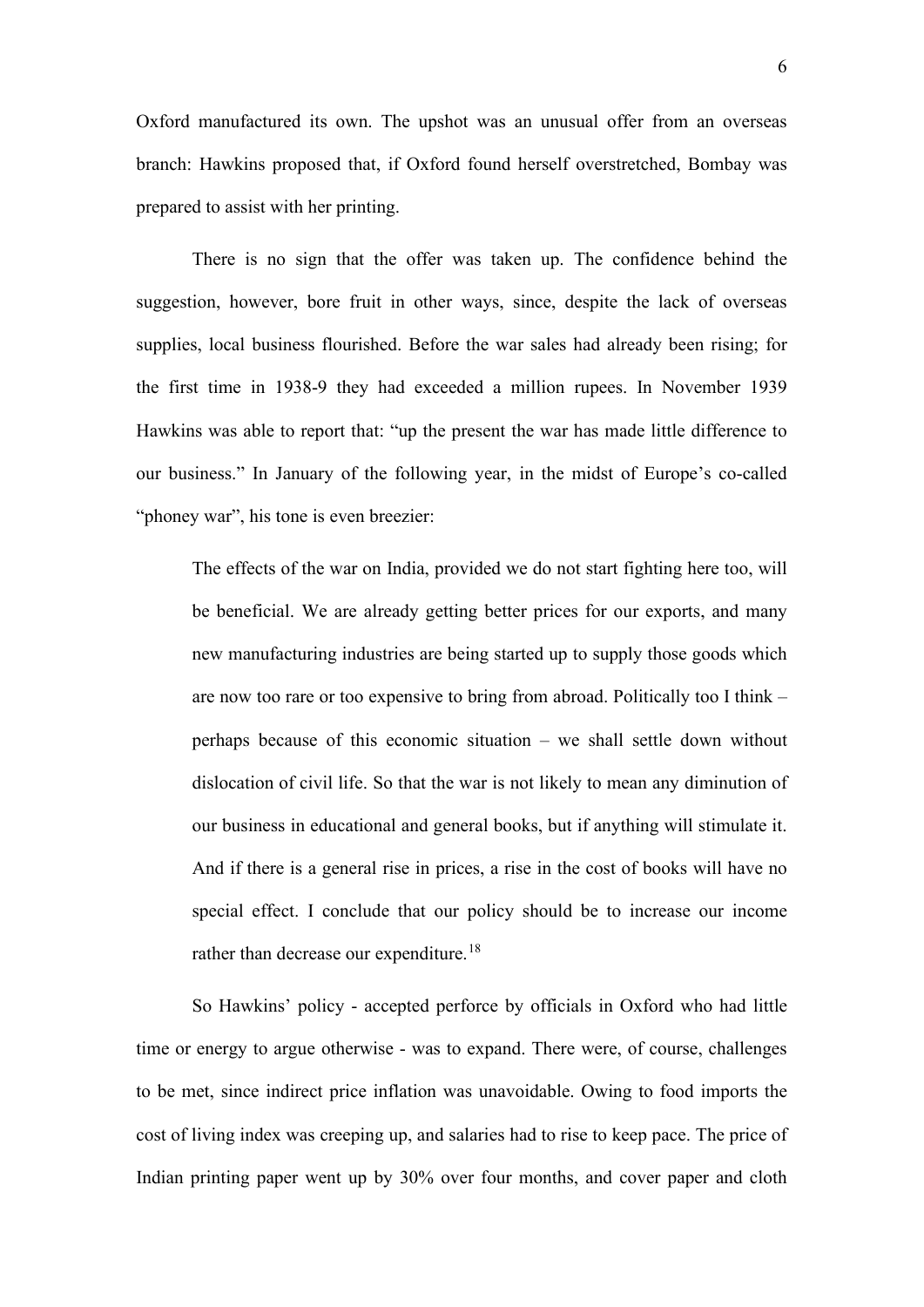Oxford manufactured its own. The upshot was an unusual offer from an overseas branch: Hawkins proposed that, if Oxford found herself overstretched, Bombay was prepared to assist with her printing.

There is no sign that the offer was taken up. The confidence behind the suggestion, however, bore fruit in other ways, since, despite the lack of overseas supplies, local business flourished. Before the war sales had already been rising; for the first time in 1938-9 they had exceeded a million rupees. In November 1939 Hawkins was able to report that: "up the present the war has made little difference to our business." In January of the following year, in the midst of Europe's co-called "phoney war", his tone is even breezier:

> The effects of the war on India, provided we do not start fighting here too, will be beneficial. We are already getting better prices for our exports, and many new manufacturing industries are being started up to supply those goods which are now too rare or too expensive to bring from abroad. Politically too I think – perhaps because of this economic situation – we shall settle down without dislocation of civil life. So that the war is not likely to mean any diminution of our business in educational and general books, but if anything will stimulate it. And if there is a general rise in prices, a rise in the cost of books will have no special effect. I conclude that our policy should be to increase our income rather than decrease our expenditure.[18]

So Hawkins' policy - accepted perforce by officials in Oxford who had little time or energy to argue otherwise - was to expand. There were, of course, challenges to be met, since indirect price inflation was unavoidable. Owing to food imports the cost of living index was creeping up, and salaries had to rise to keep pace. The price of Indian printing paper went up by 30% over four months, and cover paper and cloth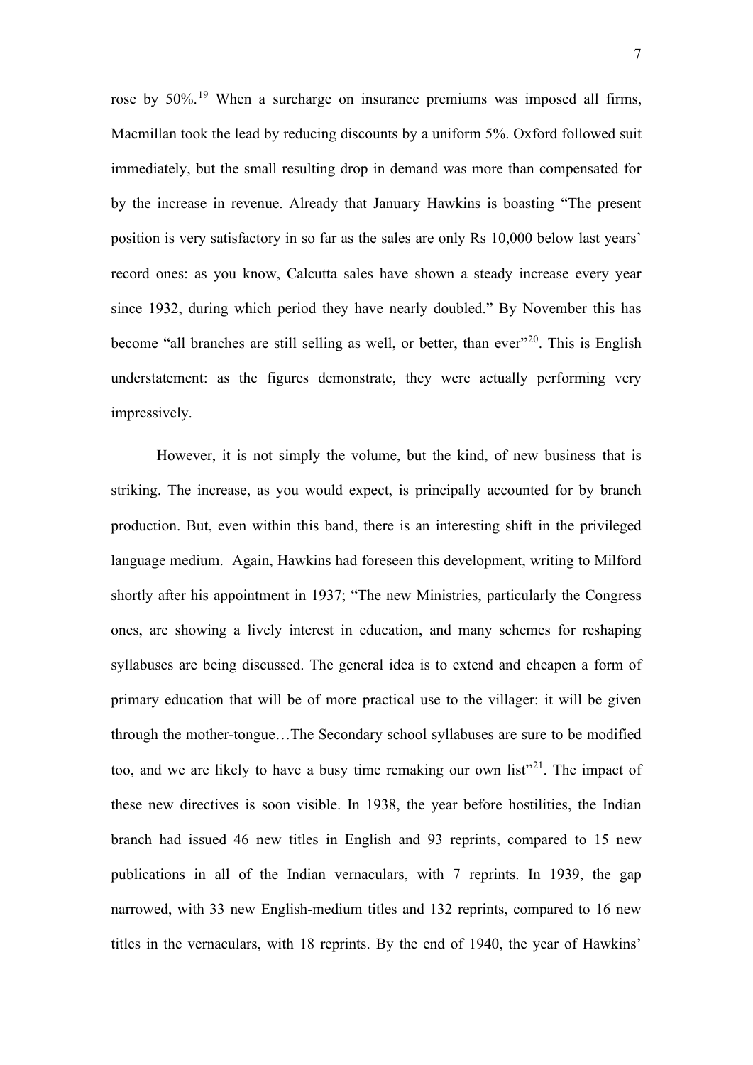rose by 50%.[19] When a surcharge on insurance premiums was imposed all firms, Macmillan took the lead by reducing discounts by a uniform 5%. Oxford followed suit immediately, but the small resulting drop in demand was more than compensated for by the increase in revenue. Already that January Hawkins is boasting "The present position is very satisfactory in so far as the sales are only Rs 10,000 below last years' record ones: as you know, Calcutta sales have shown a steady increase every year since 1932, during which period they have nearly doubled." By November this has become "all branches are still selling as well, or better, than ever"[20]. This is English understatement: as the figures demonstrate, they were actually performing very impressively.

However, it is not simply the volume, but the kind, of new business that is striking. The increase, as you would expect, is principally accounted for by branch production. But, even within this band, there is an interesting shift in the privileged language medium. Again, Hawkins had foreseen this development, writing to Milford shortly after his appointment in 1937; "The new Ministries, particularly the Congress ones, are showing a lively interest in education, and many schemes for reshaping syllabuses are being discussed. The general idea is to extend and cheapen a form of primary education that will be of more practical use to the villager: it will be given through the mother-tongue…The Secondary school syllabuses are sure to be modified too, and we are likely to have a busy time remaking our own list"[21]. The impact of these new directives is soon visible. In 1938, the year before hostilities, the Indian branch had issued 46 new titles in English and 93 reprints, compared to 15 new publications in all of the Indian vernaculars, with 7 reprints. In 1939, the gap narrowed, with 33 new English-medium titles and 132 reprints, compared to 16 new titles in the vernaculars, with 18 reprints. By the end of 1940, the year of Hawkins'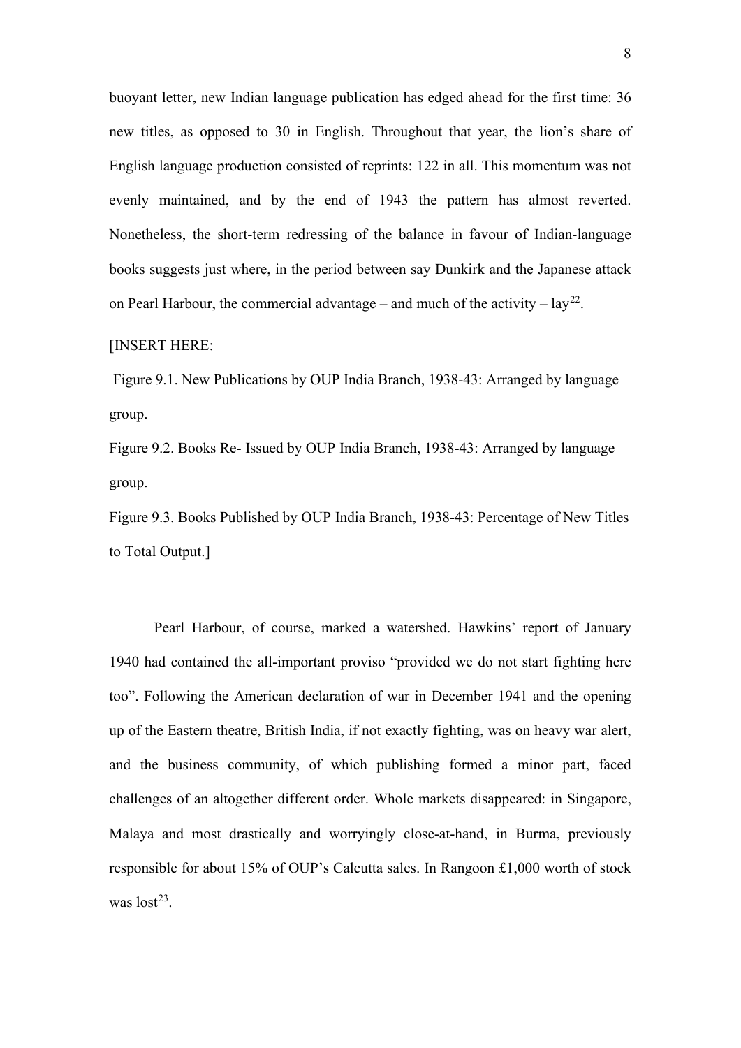buoyant letter, new Indian language publication has edged ahead for the first time: 36 new titles, as opposed to 30 in English. Throughout that year, the lion's share of English language production consisted of reprints: 122 in all. This momentum was not evenly maintained, and by the end of 1943 the pattern has almost reverted. Nonetheless, the short-term redressing of the balance in favour of Indian-language books suggests just where, in the period between say Dunkirk and the Japanese attack on Pearl Harbour, the commercial advantage – and much of the activity – lay[22].

[INSERT HERE:

Figure 9.1. New Publications by OUP India Branch, 1938-43: Arranged by language group.

Figure 9.2. Books Re- Issued by OUP India Branch, 1938-43: Arranged by language group.

Figure 9.3. Books Published by OUP India Branch, 1938-43: Percentage of New Titles to Total Output.]

Pearl Harbour, of course, marked a watershed. Hawkins' report of January 1940 had contained the all-important proviso "provided we do not start fighting here too". Following the American declaration of war in December 1941 and the opening up of the Eastern theatre, British India, if not exactly fighting, was on heavy war alert, and the business community, of which publishing formed a minor part, faced challenges of an altogether different order. Whole markets disappeared: in Singapore, Malaya and most drastically and worryingly close-at-hand, in Burma, previously responsible for about 15% of OUP's Calcutta sales. In Rangoon £1,000 worth of stock was lost[23].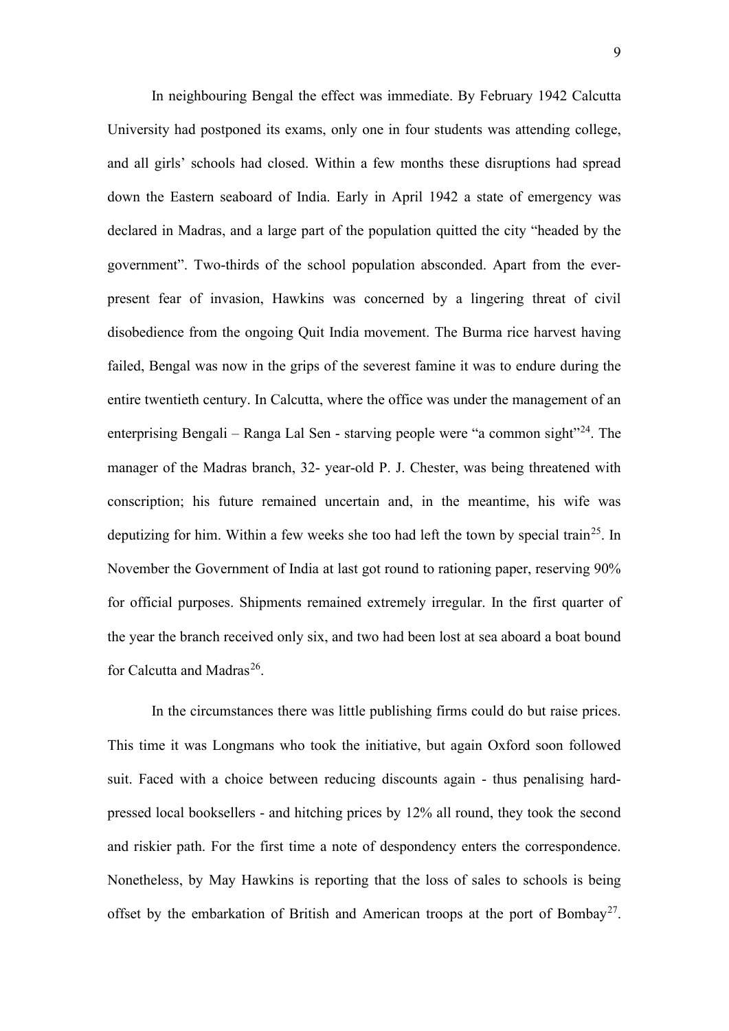In neighbouring Bengal the effect was immediate. By February 1942 Calcutta University had postponed its exams, only one in four students was attending college, and all girls' schools had closed. Within a few months these disruptions had spread down the Eastern seaboard of India. Early in April 1942 a state of emergency was declared in Madras, and a large part of the population quitted the city "headed by the government". Two-thirds of the school population absconded. Apart from the ever-present fear of invasion, Hawkins was concerned by a lingering threat of civil disobedience from the ongoing Quit India movement. The Burma rice harvest having failed, Bengal was now in the grips of the severest famine it was to endure during the entire twentieth century. In Calcutta, where the office was under the management of an enterprising Bengali – Ranga Lal Sen - starving people were "a common sight"[24]. The manager of the Madras branch, 32- year-old P. J. Chester, was being threatened with conscription; his future remained uncertain and, in the meantime, his wife was deputizing for him. Within a few weeks she too had left the town by special train[25]. In November the Government of India at last got round to rationing paper, reserving 90% for official purposes. Shipments remained extremely irregular. In the first quarter of the year the branch received only six, and two had been lost at sea aboard a boat bound for Calcutta and Madras[26].

In the circumstances there was little publishing firms could do but raise prices. This time it was Longmans who took the initiative, but again Oxford soon followed suit. Faced with a choice between reducing discounts again - thus penalising hard-pressed local booksellers - and hitching prices by 12% all round, they took the second and riskier path. For the first time a note of despondency enters the correspondence. Nonetheless, by May Hawkins is reporting that the loss of sales to schools is being offset by the embarkation of British and American troops at the port of Bombay[27].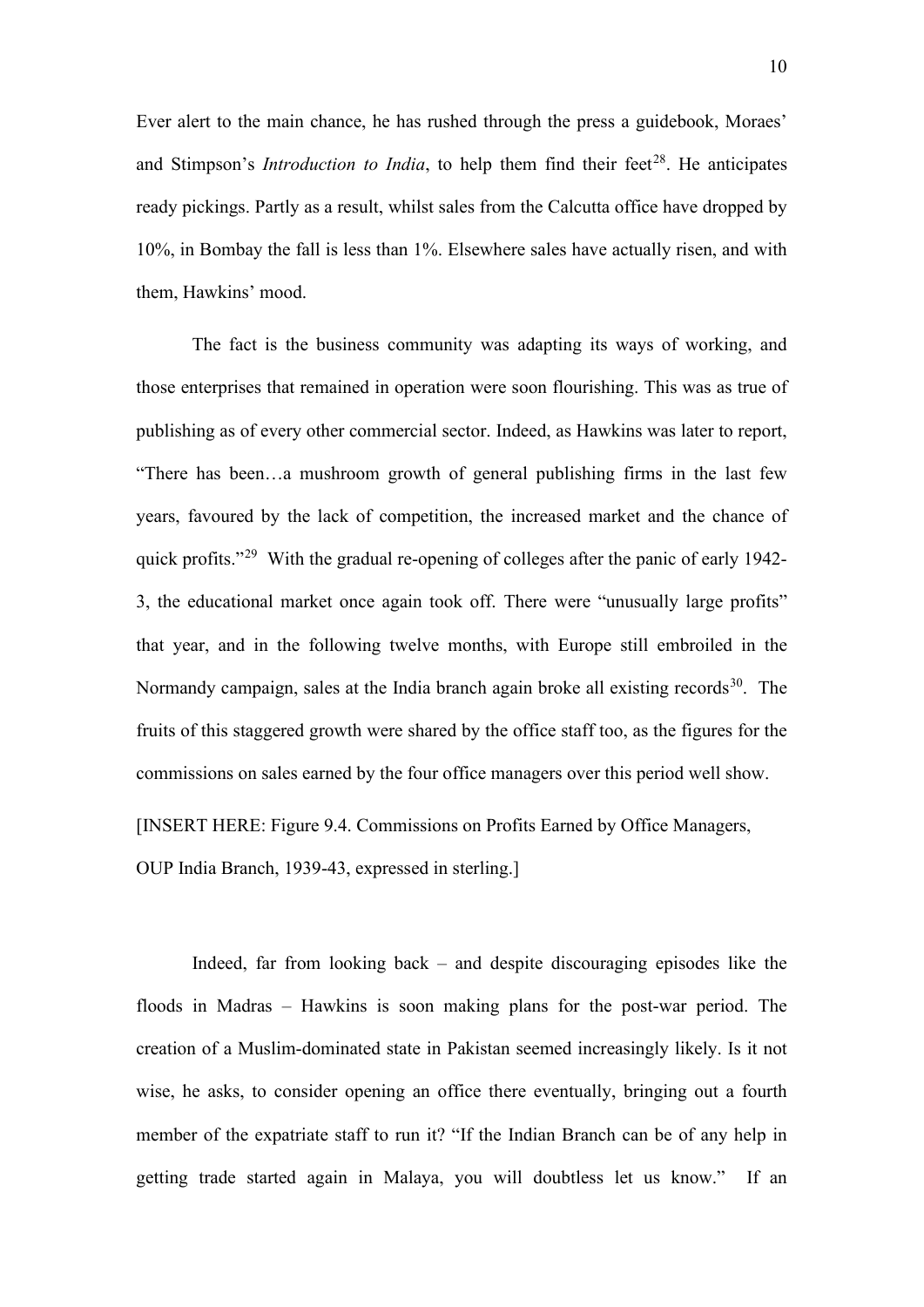Ever alert to the main chance, he has rushed through the press a guidebook, Moraes' and Stimpson's *Introduction to India*, to help them find their feet[28]. He anticipates ready pickings. Partly as a result, whilst sales from the Calcutta office have dropped by 10%, in Bombay the fall is less than 1%. Elsewhere sales have actually risen, and with them, Hawkins' mood.

The fact is the business community was adapting its ways of working, and those enterprises that remained in operation were soon flourishing. This was as true of publishing as of every other commercial sector. Indeed, as Hawkins was later to report, "There has been…a mushroom growth of general publishing firms in the last few years, favoured by the lack of competition, the increased market and the chance of quick profits."[29] With the gradual re-opening of colleges after the panic of early 1942-3, the educational market once again took off. There were "unusually large profits" that year, and in the following twelve months, with Europe still embroiled in the Normandy campaign, sales at the India branch again broke all existing records[30]. The fruits of this staggered growth were shared by the office staff too, as the figures for the commissions on sales earned by the four office managers over this period well show.

[INSERT HERE: Figure 9.4. Commissions on Profits Earned by Office Managers, OUP India Branch, 1939-43, expressed in sterling.]

Indeed, far from looking back – and despite discouraging episodes like the floods in Madras – Hawkins is soon making plans for the post-war period. The creation of a Muslim-dominated state in Pakistan seemed increasingly likely. Is it not wise, he asks, to consider opening an office there eventually, bringing out a fourth member of the expatriate staff to run it? "If the Indian Branch can be of any help in getting trade started again in Malaya, you will doubtless let us know." If an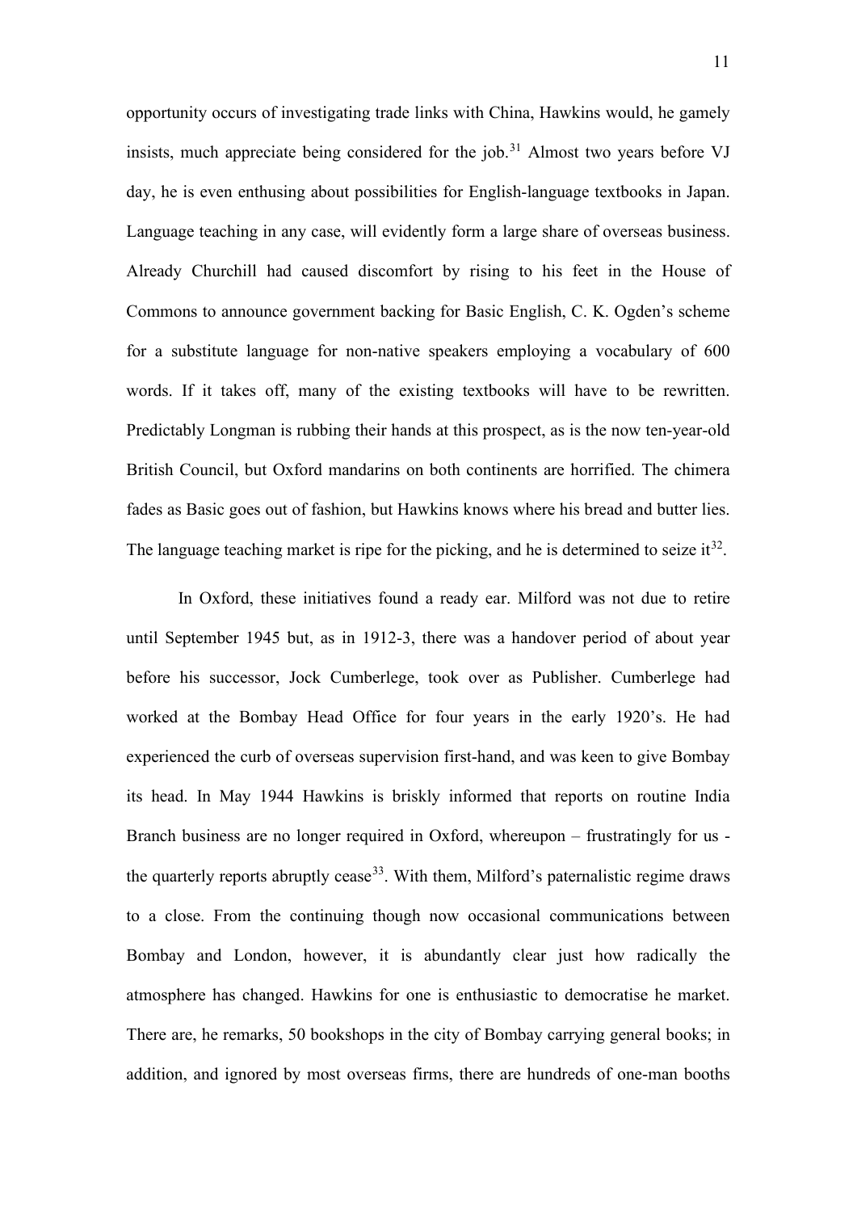opportunity occurs of investigating trade links with China, Hawkins would, he gamely insists, much appreciate being considered for the job.[31] Almost two years before VJ day, he is even enthusing about possibilities for English-language textbooks in Japan. Language teaching in any case, will evidently form a large share of overseas business. Already Churchill had caused discomfort by rising to his feet in the House of Commons to announce government backing for Basic English, C. K. Ogden's scheme for a substitute language for non-native speakers employing a vocabulary of 600 words. If it takes off, many of the existing textbooks will have to be rewritten. Predictably Longman is rubbing their hands at this prospect, as is the now ten-year-old British Council, but Oxford mandarins on both continents are horrified. The chimera fades as Basic goes out of fashion, but Hawkins knows where his bread and butter lies. The language teaching market is ripe for the picking, and he is determined to seize it[32].

In Oxford, these initiatives found a ready ear. Milford was not due to retire until September 1945 but, as in 1912-3, there was a handover period of about year before his successor, Jock Cumberlege, took over as Publisher. Cumberlege had worked at the Bombay Head Office for four years in the early 1920's. He had experienced the curb of overseas supervision first-hand, and was keen to give Bombay its head. In May 1944 Hawkins is briskly informed that reports on routine India Branch business are no longer required in Oxford, whereupon – frustratingly for us - the quarterly reports abruptly cease[33]. With them, Milford's paternalistic regime draws to a close. From the continuing though now occasional communications between Bombay and London, however, it is abundantly clear just how radically the atmosphere has changed. Hawkins for one is enthusiastic to democratise he market. There are, he remarks, 50 bookshops in the city of Bombay carrying general books; in addition, and ignored by most overseas firms, there are hundreds of one-man booths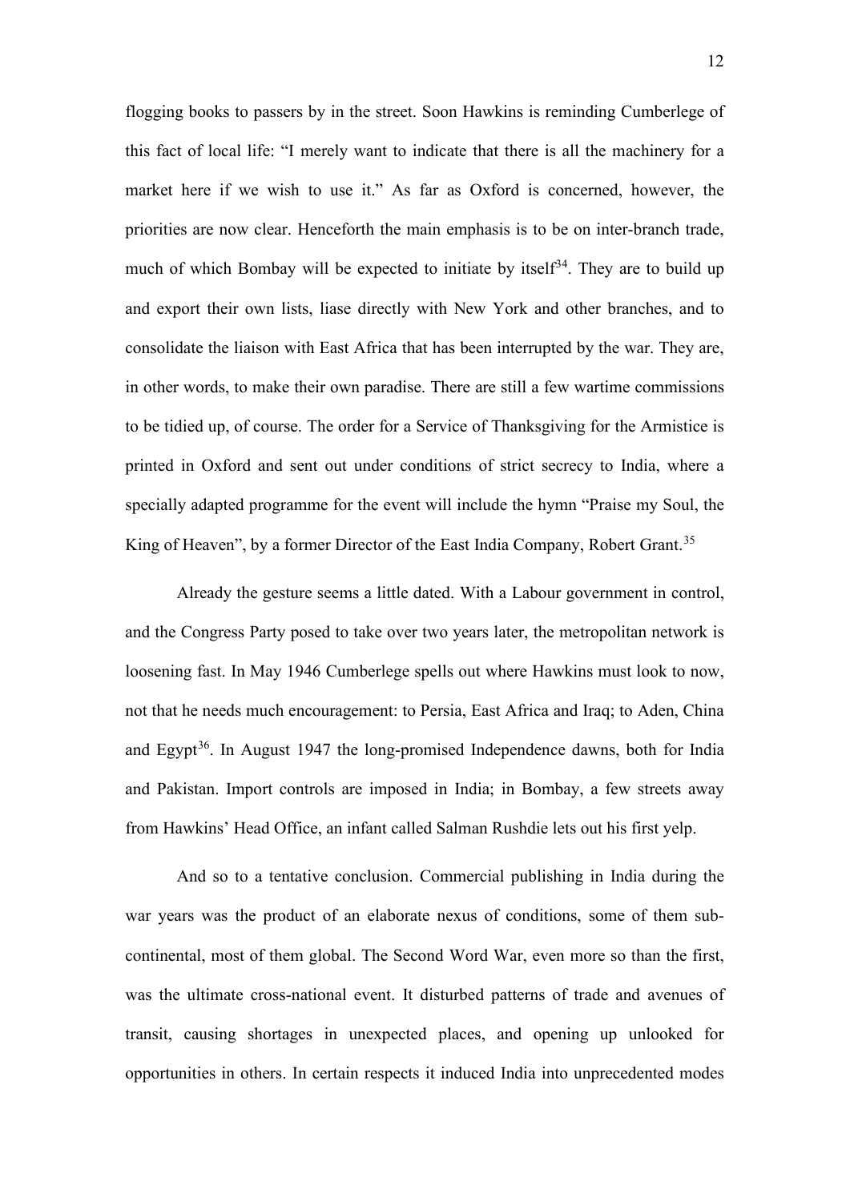flogging books to passers by in the street. Soon Hawkins is reminding Cumberlege of this fact of local life: "I merely want to indicate that there is all the machinery for a market here if we wish to use it." As far as Oxford is concerned, however, the priorities are now clear. Henceforth the main emphasis is to be on inter-branch trade, much of which Bombay will be expected to initiate by itself[34]. They are to build up and export their own lists, liase directly with New York and other branches, and to consolidate the liaison with East Africa that has been interrupted by the war. They are, in other words, to make their own paradise. There are still a few wartime commissions to be tidied up, of course. The order for a Service of Thanksgiving for the Armistice is printed in Oxford and sent out under conditions of strict secrecy to India, where a specially adapted programme for the event will include the hymn "Praise my Soul, the King of Heaven", by a former Director of the East India Company, Robert Grant.[35]

Already the gesture seems a little dated. With a Labour government in control, and the Congress Party posed to take over two years later, the metropolitan network is loosening fast. In May 1946 Cumberlege spells out where Hawkins must look to now, not that he needs much encouragement: to Persia, East Africa and Iraq; to Aden, China and Egypt[36]. In August 1947 the long-promised Independence dawns, both for India and Pakistan. Import controls are imposed in India; in Bombay, a few streets away from Hawkins' Head Office, an infant called Salman Rushdie lets out his first yelp.

And so to a tentative conclusion. Commercial publishing in India during the war years was the product of an elaborate nexus of conditions, some of them sub-continental, most of them global. The Second Word War, even more so than the first, was the ultimate cross-national event. It disturbed patterns of trade and avenues of transit, causing shortages in unexpected places, and opening up unlooked for opportunities in others. In certain respects it induced India into unprecedented modes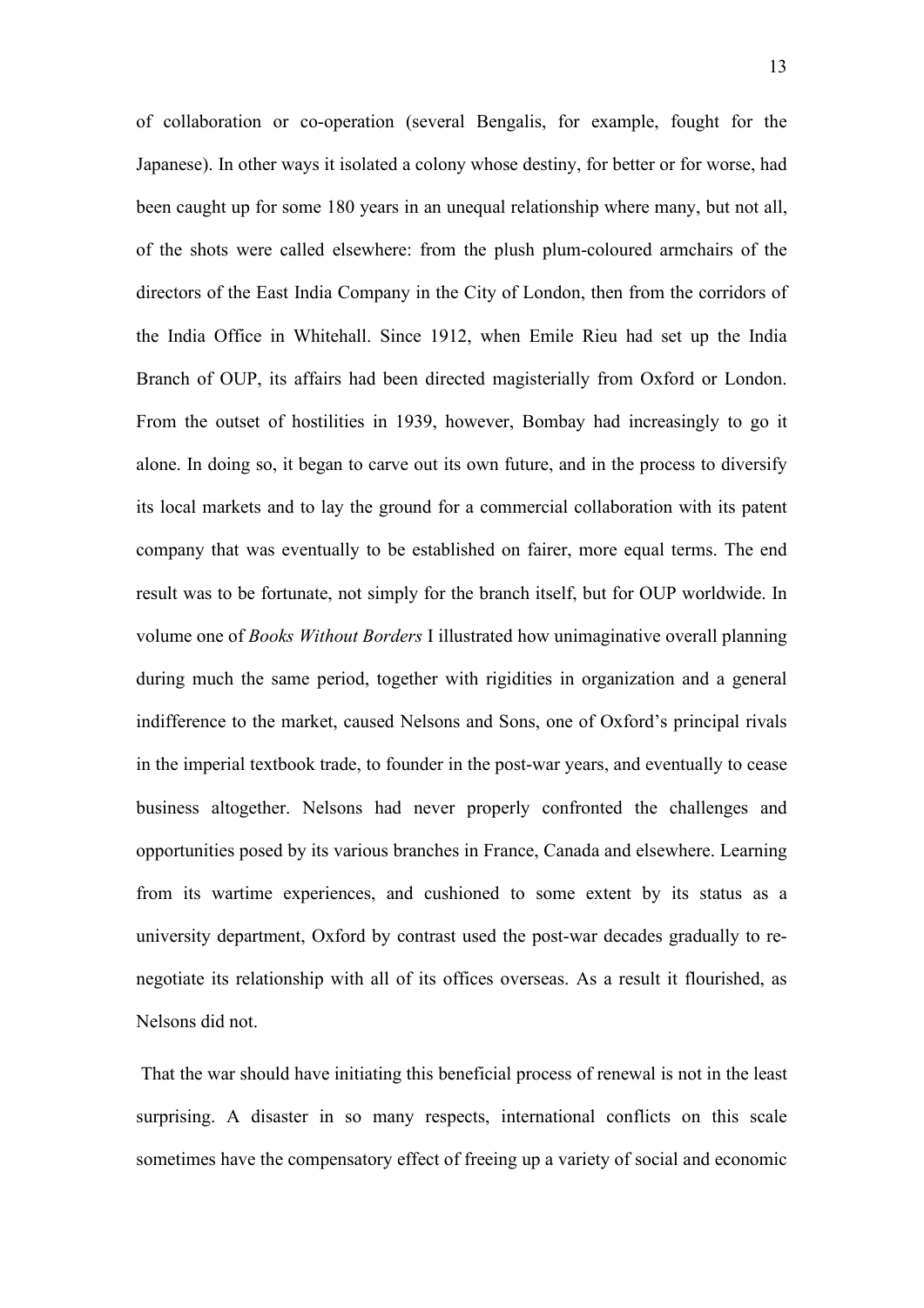of collaboration or co-operation (several Bengalis, for example, fought for the Japanese). In other ways it isolated a colony whose destiny, for better or for worse, had been caught up for some 180 years in an unequal relationship where many, but not all, of the shots were called elsewhere: from the plush plum-coloured armchairs of the directors of the East India Company in the City of London, then from the corridors of the India Office in Whitehall. Since 1912, when Emile Rieu had set up the India Branch of OUP, its affairs had been directed magisterially from Oxford or London. From the outset of hostilities in 1939, however, Bombay had increasingly to go it alone. In doing so, it began to carve out its own future, and in the process to diversify its local markets and to lay the ground for a commercial collaboration with its patent company that was eventually to be established on fairer, more equal terms. The end result was to be fortunate, not simply for the branch itself, but for OUP worldwide. In volume one of *Books Without Borders* I illustrated how unimaginative overall planning during much the same period, together with rigidities in organization and a general indifference to the market, caused Nelsons and Sons, one of Oxford's principal rivals in the imperial textbook trade, to founder in the post-war years, and eventually to cease business altogether. Nelsons had never properly confronted the challenges and opportunities posed by its various branches in France, Canada and elsewhere. Learning from its wartime experiences, and cushioned to some extent by its status as a university department, Oxford by contrast used the post-war decades gradually to re-negotiate its relationship with all of its offices overseas. As a result it flourished, as Nelsons did not.

That the war should have initiating this beneficial process of renewal is not in the least surprising. A disaster in so many respects, international conflicts on this scale sometimes have the compensatory effect of freeing up a variety of social and economic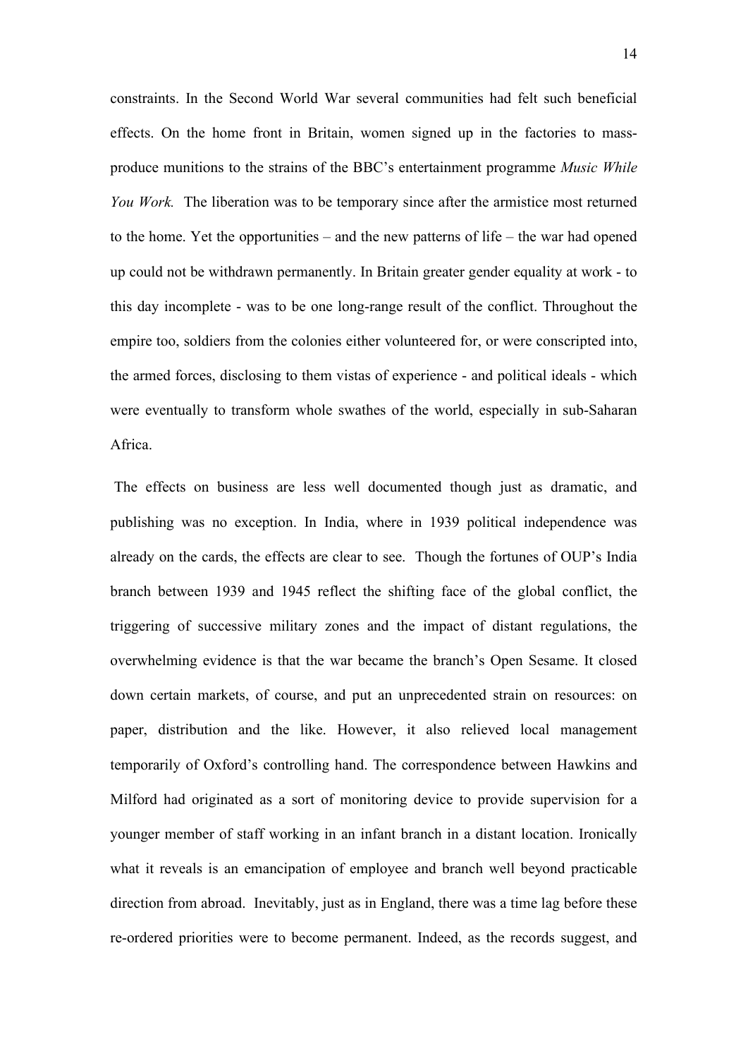constraints. In the Second World War several communities had felt such beneficial effects. On the home front in Britain, women signed up in the factories to mass-produce munitions to the strains of the BBC's entertainment programme *Music While You Work.* The liberation was to be temporary since after the armistice most returned to the home. Yet the opportunities – and the new patterns of life – the war had opened up could not be withdrawn permanently. In Britain greater gender equality at work - to this day incomplete - was to be one long-range result of the conflict. Throughout the empire too, soldiers from the colonies either volunteered for, or were conscripted into, the armed forces, disclosing to them vistas of experience - and political ideals - which were eventually to transform whole swathes of the world, especially in sub-Saharan Africa.

The effects on business are less well documented though just as dramatic, and publishing was no exception. In India, where in 1939 political independence was already on the cards, the effects are clear to see. Though the fortunes of OUP's India branch between 1939 and 1945 reflect the shifting face of the global conflict, the triggering of successive military zones and the impact of distant regulations, the overwhelming evidence is that the war became the branch's Open Sesame. It closed down certain markets, of course, and put an unprecedented strain on resources: on paper, distribution and the like. However, it also relieved local management temporarily of Oxford's controlling hand. The correspondence between Hawkins and Milford had originated as a sort of monitoring device to provide supervision for a younger member of staff working in an infant branch in a distant location. Ironically what it reveals is an emancipation of employee and branch well beyond practicable direction from abroad. Inevitably, just as in England, there was a time lag before these re-ordered priorities were to become permanent. Indeed, as the records suggest, and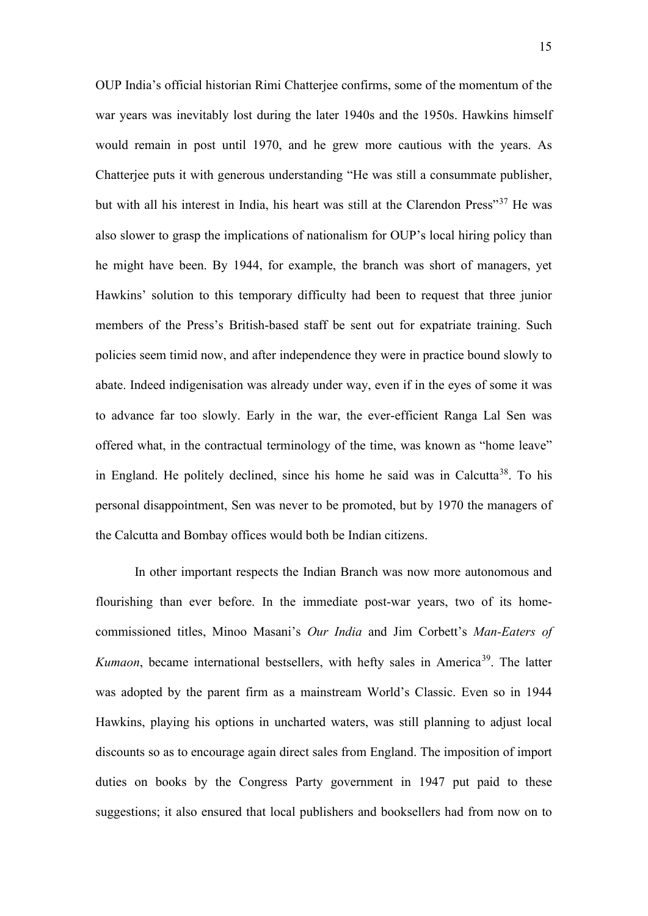OUP India's official historian Rimi Chatterjee confirms, some of the momentum of the war years was inevitably lost during the later 1940s and the 1950s. Hawkins himself would remain in post until 1970, and he grew more cautious with the years. As Chatterjee puts it with generous understanding "He was still a consummate publisher, but with all his interest in India, his heart was still at the Clarendon Press"[37] He was also slower to grasp the implications of nationalism for OUP's local hiring policy than he might have been. By 1944, for example, the branch was short of managers, yet Hawkins' solution to this temporary difficulty had been to request that three junior members of the Press's British-based staff be sent out for expatriate training. Such policies seem timid now, and after independence they were in practice bound slowly to abate. Indeed indigenisation was already under way, even if in the eyes of some it was to advance far too slowly. Early in the war, the ever-efficient Ranga Lal Sen was offered what, in the contractual terminology of the time, was known as "home leave" in England. He politely declined, since his home he said was in Calcutta[38]. To his personal disappointment, Sen was never to be promoted, but by 1970 the managers of the Calcutta and Bombay offices would both be Indian citizens.

In other important respects the Indian Branch was now more autonomous and flourishing than ever before. In the immediate post-war years, two of its home-commissioned titles, Minoo Masani's *Our India* and Jim Corbett's *Man-Eaters of Kumaon*, became international bestsellers, with hefty sales in America[39]. The latter was adopted by the parent firm as a mainstream World's Classic. Even so in 1944 Hawkins, playing his options in uncharted waters, was still planning to adjust local discounts so as to encourage again direct sales from England. The imposition of import duties on books by the Congress Party government in 1947 put paid to these suggestions; it also ensured that local publishers and booksellers had from now on to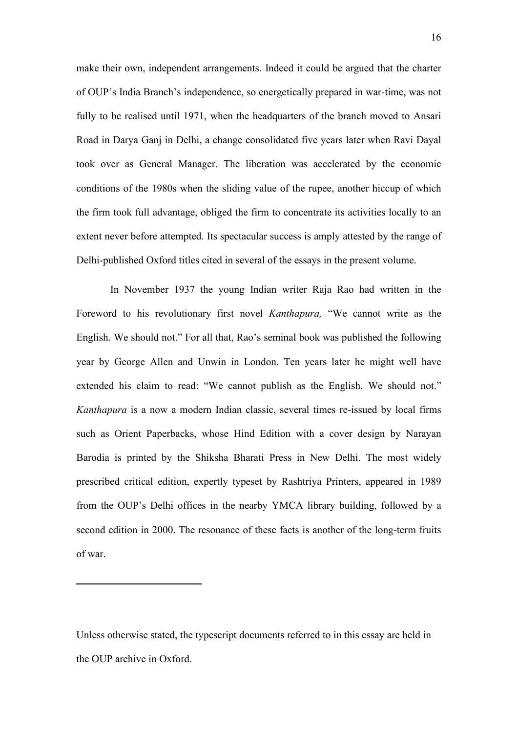make their own, independent arrangements. Indeed it could be argued that the charter of OUP's India Branch's independence, so energetically prepared in war-time, was not fully to be realised until 1971, when the headquarters of the branch moved to Ansari Road in Darya Ganj in Delhi, a change consolidated five years later when Ravi Dayal took over as General Manager. The liberation was accelerated by the economic conditions of the 1980s when the sliding value of the rupee, another hiccup of which the firm took full advantage, obliged the firm to concentrate its activities locally to an extent never before attempted. Its spectacular success is amply attested by the range of Delhi-published Oxford titles cited in several of the essays in the present volume.

In November 1937 the young Indian writer Raja Rao had written in the Foreword to his revolutionary first novel *Kanthapura,* "We cannot write as the English. We should not." For all that, Rao's seminal book was published the following year by George Allen and Unwin in London. Ten years later he might well have extended his claim to read: "We cannot publish as the English. We should not." *Kanthapura* is a now a modern Indian classic, several times re-issued by local firms such as Orient Paperbacks, whose Hind Edition with a cover design by Narayan Barodia is printed by the Shiksha Bharati Press in New Delhi. The most widely prescribed critical edition, expertly typeset by Rashtriya Printers, appeared in 1989 from the OUP's Delhi offices in the nearby YMCA library building, followed by a second edition in 2000. The resonance of these facts is another of the long-term fruits of war.

---

Unless otherwise stated, the typescript documents referred to in this essay are held in the OUP archive in Oxford.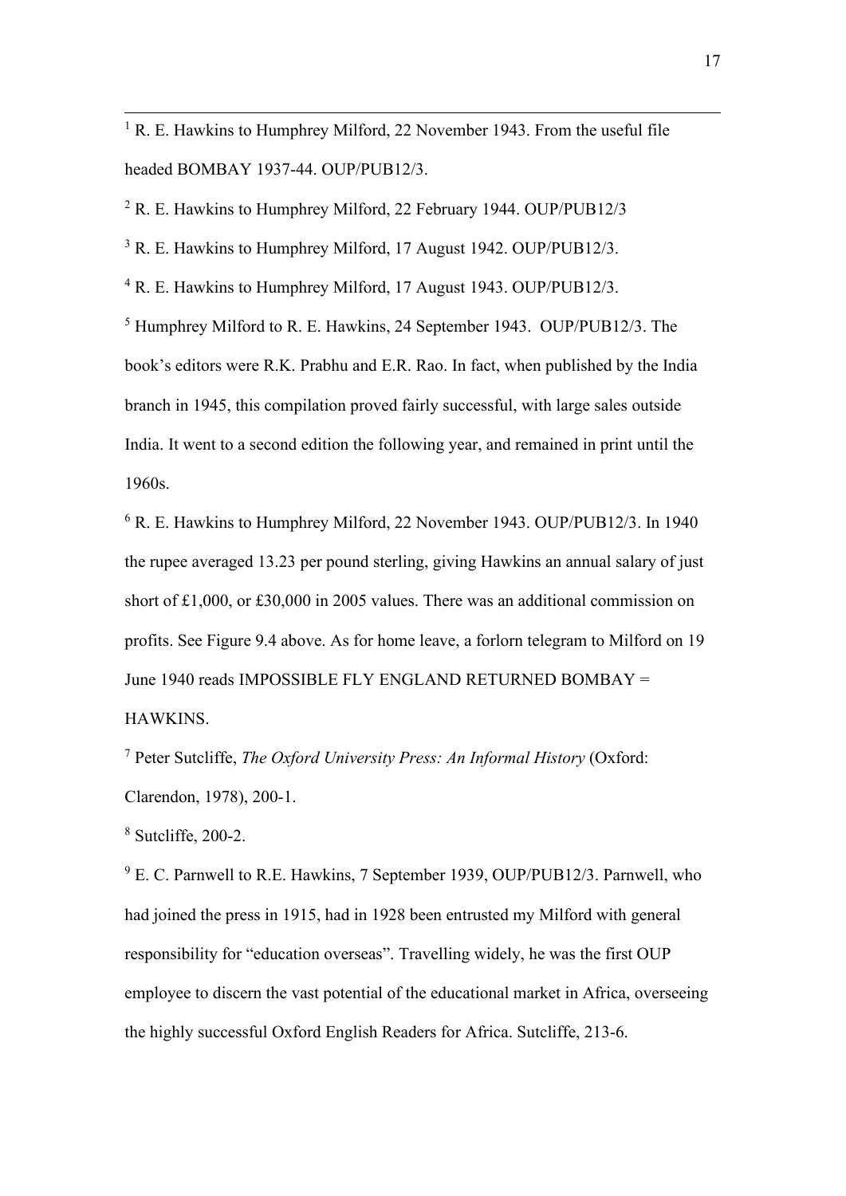[1] R. E. Hawkins to Humphrey Milford, 22 November 1943. From the useful file headed BOMBAY 1937-44. OUP/PUB12/3.

[2] R. E. Hawkins to Humphrey Milford, 22 February 1944. OUP/PUB12/3

[3] R. E. Hawkins to Humphrey Milford, 17 August 1942. OUP/PUB12/3.

[4] R. E. Hawkins to Humphrey Milford, 17 August 1943. OUP/PUB12/3.

[5] Humphrey Milford to R. E. Hawkins, 24 September 1943. OUP/PUB12/3. The book's editors were R.K. Prabhu and E.R. Rao. In fact, when published by the India branch in 1945, this compilation proved fairly successful, with large sales outside India. It went to a second edition the following year, and remained in print until the 1960s.

[6] R. E. Hawkins to Humphrey Milford, 22 November 1943. OUP/PUB12/3. In 1940 the rupee averaged 13.23 per pound sterling, giving Hawkins an annual salary of just short of £1,000, or £30,000 in 2005 values. There was an additional commission on profits. See Figure 9.4 above. As for home leave, a forlorn telegram to Milford on 19 June 1940 reads IMPOSSIBLE FLY ENGLAND RETURNED BOMBAY = HAWKINS.

[7] Peter Sutcliffe, *The Oxford University Press: An Informal History* (Oxford: Clarendon, 1978), 200-1.

[8] Sutcliffe, 200-2.

[9] E. C. Parnwell to R.E. Hawkins, 7 September 1939, OUP/PUB12/3. Parnwell, who had joined the press in 1915, had in 1928 been entrusted my Milford with general responsibility for "education overseas". Travelling widely, he was the first OUP employee to discern the vast potential of the educational market in Africa, overseeing the highly successful Oxford English Readers for Africa. Sutcliffe, 213-6.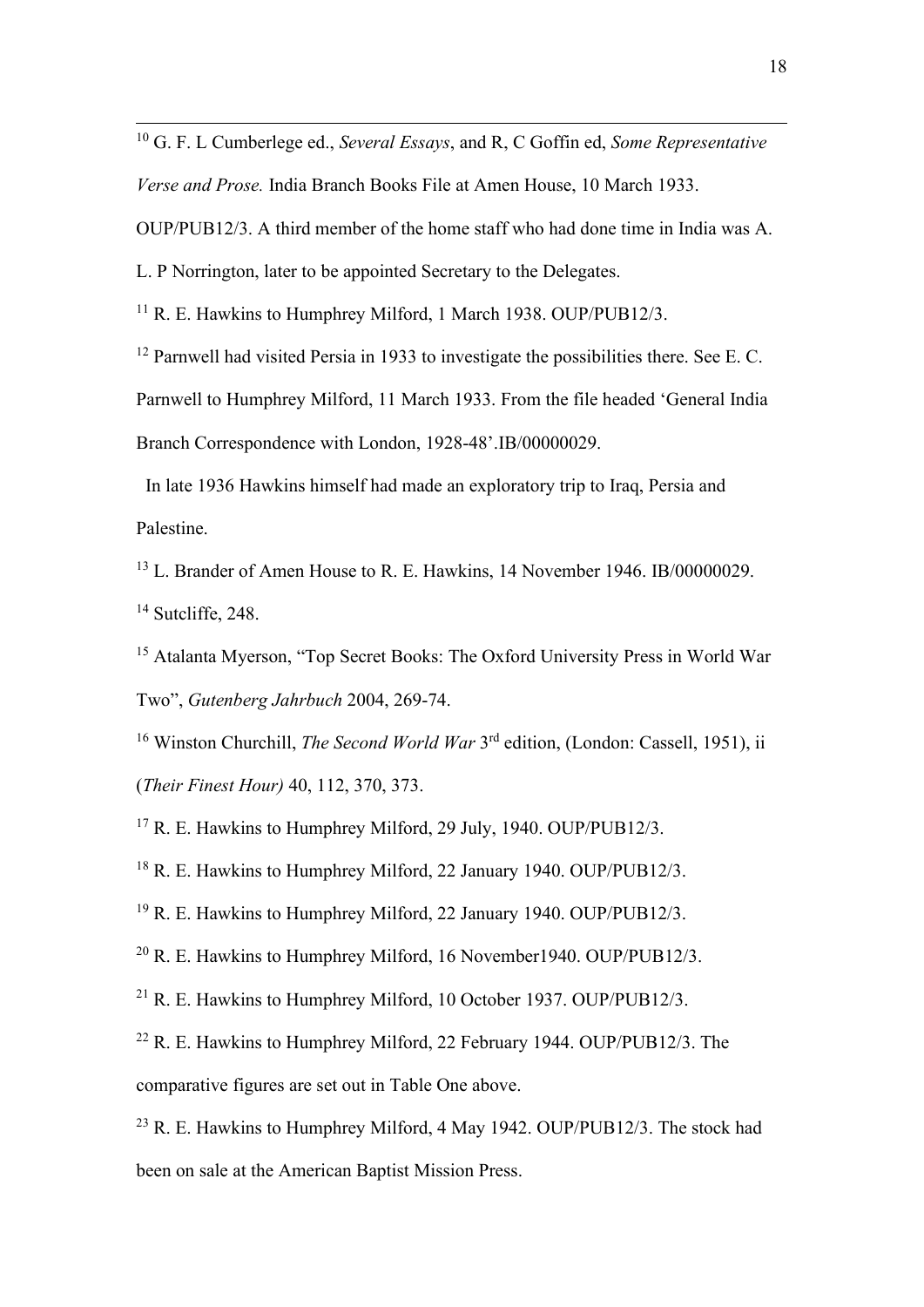[10] G. F. L Cumberlege ed., *Several Essays*, and R, C Goffin ed, *Some Representative Verse and Prose.* India Branch Books File at Amen House, 10 March 1933. OUP/PUB12/3. A third member of the home staff who had done time in India was A. L. P Norrington, later to be appointed Secretary to the Delegates.

[11] R. E. Hawkins to Humphrey Milford, 1 March 1938. OUP/PUB12/3.

[12] Parnwell had visited Persia in 1933 to investigate the possibilities there. See E. C. Parnwell to Humphrey Milford, 11 March 1933. From the file headed 'General India Branch Correspondence with London, 1928-48'.IB/00000029.

In late 1936 Hawkins himself had made an exploratory trip to Iraq, Persia and Palestine.

[13] L. Brander of Amen House to R. E. Hawkins, 14 November 1946. IB/00000029.

[14] Sutcliffe, 248.

[15] Atalanta Myerson, "Top Secret Books: The Oxford University Press in World War Two", *Gutenberg Jahrbuch* 2004, 269-74.

[16] Winston Churchill, *The Second World War* 3rd edition, (London: Cassell, 1951), ii (*Their Finest Hour)* 40, 112, 370, 373.

[17] R. E. Hawkins to Humphrey Milford, 29 July, 1940. OUP/PUB12/3.

[18] R. E. Hawkins to Humphrey Milford, 22 January 1940. OUP/PUB12/3.

[19] R. E. Hawkins to Humphrey Milford, 22 January 1940. OUP/PUB12/3.

[20] R. E. Hawkins to Humphrey Milford, 16 November1940. OUP/PUB12/3.

[21] R. E. Hawkins to Humphrey Milford, 10 October 1937. OUP/PUB12/3.

[22] R. E. Hawkins to Humphrey Milford, 22 February 1944. OUP/PUB12/3. The comparative figures are set out in Table One above.

[23] R. E. Hawkins to Humphrey Milford, 4 May 1942. OUP/PUB12/3. The stock had been on sale at the American Baptist Mission Press.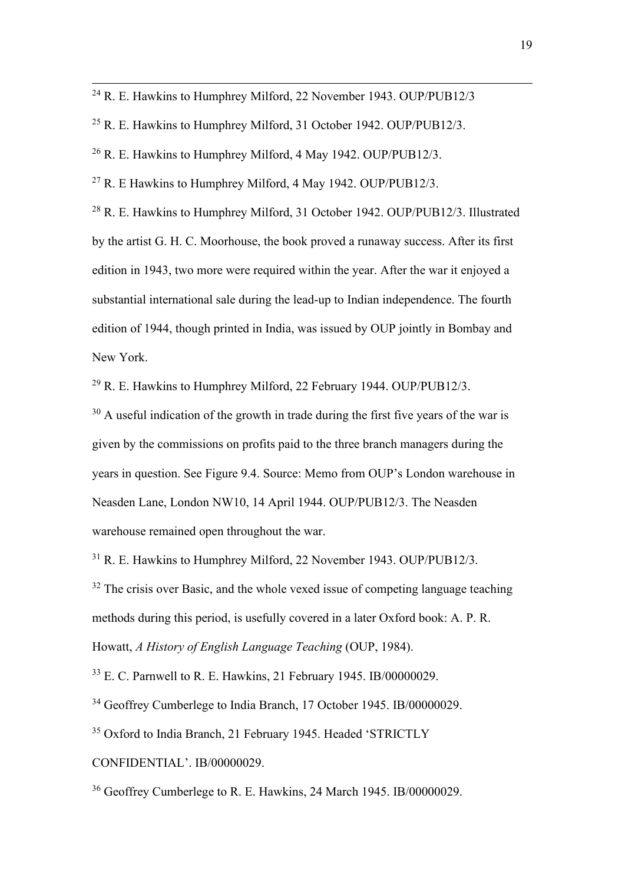[24] R. E. Hawkins to Humphrey Milford, 22 November 1943. OUP/PUB12/3

[25] R. E. Hawkins to Humphrey Milford, 31 October 1942. OUP/PUB12/3.

[26] R. E. Hawkins to Humphrey Milford, 4 May 1942. OUP/PUB12/3.

[27] R. E Hawkins to Humphrey Milford, 4 May 1942. OUP/PUB12/3.

[28] R. E. Hawkins to Humphrey Milford, 31 October 1942. OUP/PUB12/3. Illustrated by the artist G. H. C. Moorhouse, the book proved a runaway success. After its first edition in 1943, two more were required within the year. After the war it enjoyed a substantial international sale during the lead-up to Indian independence. The fourth edition of 1944, though printed in India, was issued by OUP jointly in Bombay and New York.

[29] R. E. Hawkins to Humphrey Milford, 22 February 1944. OUP/PUB12/3.

[30] A useful indication of the growth in trade during the first five years of the war is given by the commissions on profits paid to the three branch managers during the years in question. See Figure 9.4. Source: Memo from OUP's London warehouse in Neasden Lane, London NW10, 14 April 1944. OUP/PUB12/3. The Neasden warehouse remained open throughout the war.

[31] R. E. Hawkins to Humphrey Milford, 22 November 1943. OUP/PUB12/3.

[32] The crisis over Basic, and the whole vexed issue of competing language teaching methods during this period, is usefully covered in a later Oxford book: A. P. R. Howatt, *A History of English Language Teaching* (OUP, 1984).

[33] E. C. Parnwell to R. E. Hawkins, 21 February 1945. IB/00000029.

[34] Geoffrey Cumberlege to India Branch, 17 October 1945. IB/00000029.

[35] Oxford to India Branch, 21 February 1945. Headed 'STRICTLY CONFIDENTIAL'. IB/00000029.

[36] Geoffrey Cumberlege to R. E. Hawkins, 24 March 1945. IB/00000029.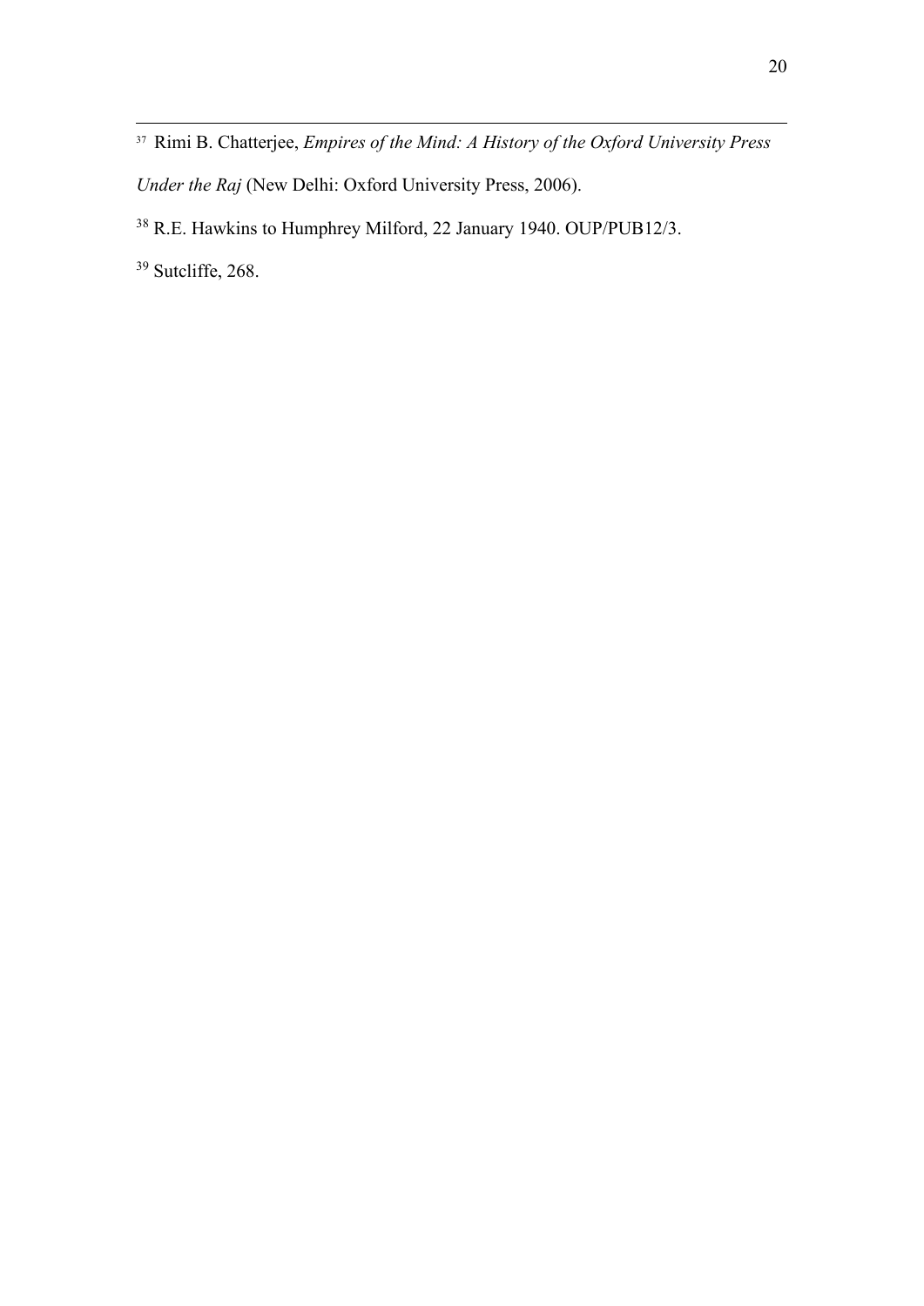[37] Rimi B. Chatterjee, *Empires of the Mind: A History of the Oxford University Press Under the Raj* (New Delhi: Oxford University Press, 2006).

[38] R.E. Hawkins to Humphrey Milford, 22 January 1940. OUP/PUB12/3.

[39] Sutcliffe, 268.